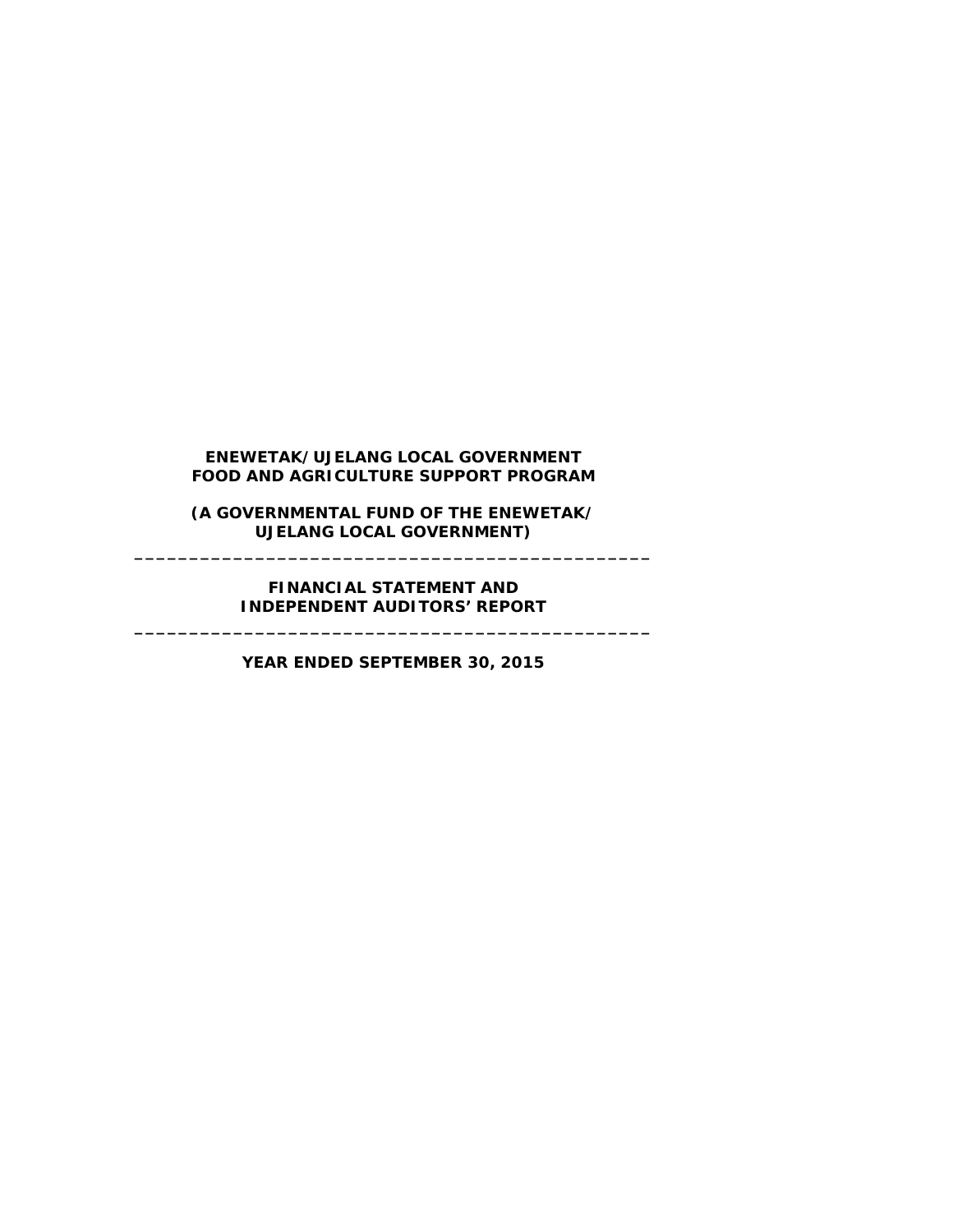**ENEWETAK/UJELANG LOCAL GOVERNMENT**
**FOOD AND AGRICULTURE SUPPORT PROGRAM**

**(A GOVERNMENTAL FUND OF THE ENEWETAK/ UJELANG LOCAL GOVERNMENT)**

---

**FINANCIAL STATEMENT AND INDEPENDENT AUDITORS' REPORT**

---

**YEAR ENDED SEPTEMBER 30, 2015**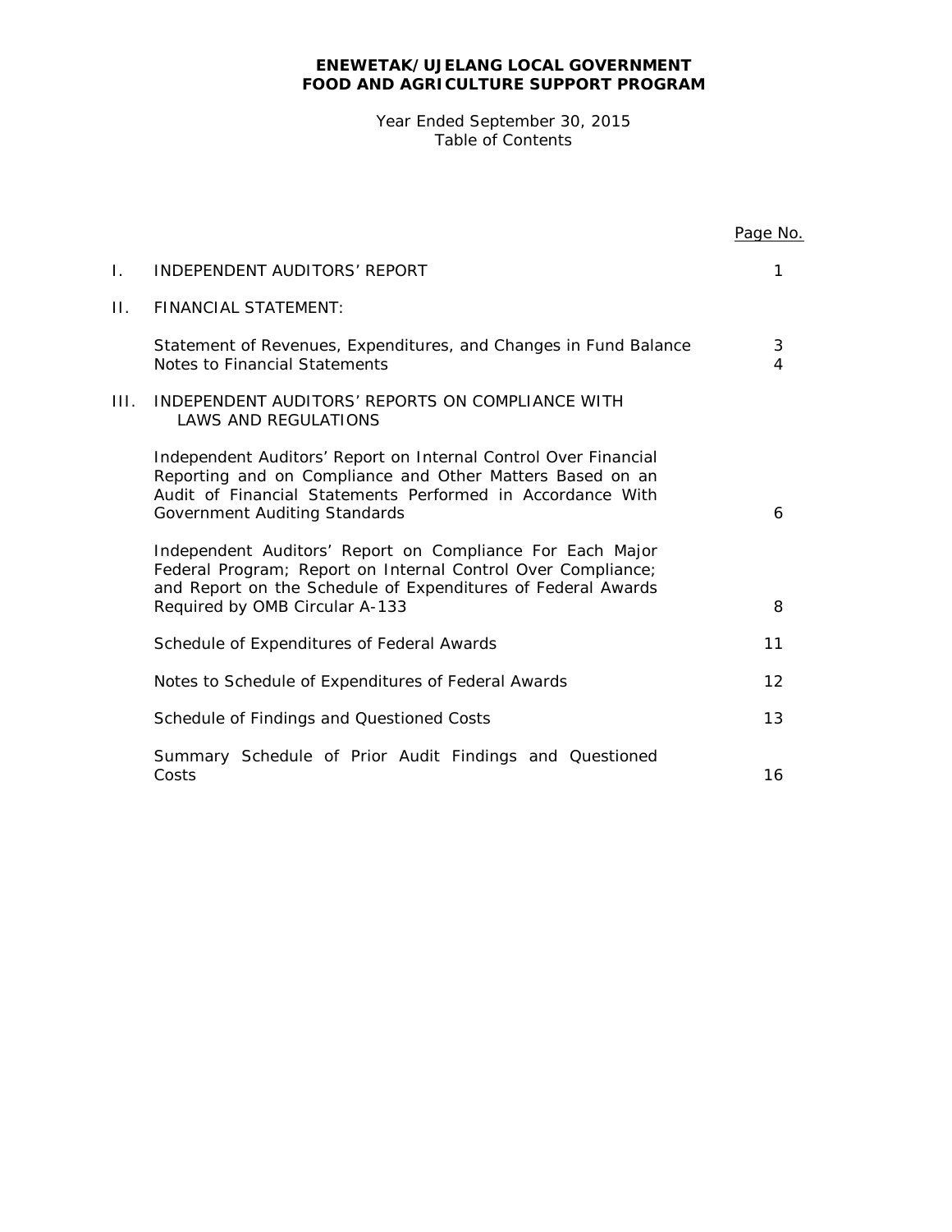**ENEWETAK/UJELANG LOCAL GOVERNMENT**
**FOOD AND AGRICULTURE SUPPORT PROGRAM**

Year Ended September 30, 2015
Table of Contents

| | | Page No. |
|---|---|---|
| I. | INDEPENDENT AUDITORS' REPORT | 1 |
| II. | FINANCIAL STATEMENT: | |
| | Statement of Revenues, Expenditures, and Changes in Fund Balance | 3 |
| | Notes to Financial Statements | 4 |
| III. | INDEPENDENT AUDITORS' REPORTS ON COMPLIANCE WITH LAWS AND REGULATIONS | |
| | Independent Auditors' Report on Internal Control Over Financial Reporting and on Compliance and Other Matters Based on an Audit of Financial Statements Performed in Accordance With Government Auditing Standards | 6 |
| | Independent Auditors' Report on Compliance For Each Major Federal Program; Report on Internal Control Over Compliance; and Report on the Schedule of Expenditures of Federal Awards Required by OMB Circular A-133 | 8 |
| | Schedule of Expenditures of Federal Awards | 11 |
| | Notes to Schedule of Expenditures of Federal Awards | 12 |
| | Schedule of Findings and Questioned Costs | 13 |
| | Summary Schedule of Prior Audit Findings and Questioned Costs | 16 |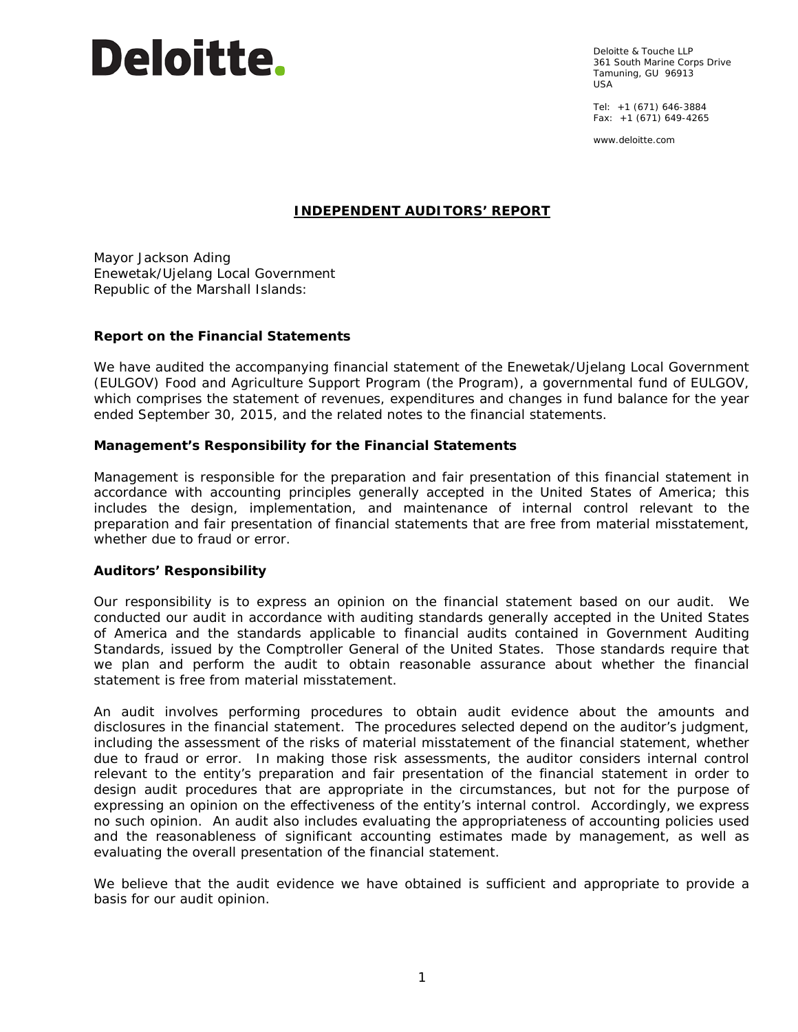Deloitte.

Deloitte & Touche LLP
361 South Marine Corps Drive
Tamuning, GU 96913
USA

Tel: +1 (671) 646-3884
Fax: +1 (671) 649-4265

www.deloitte.com

## INDEPENDENT AUDITORS' REPORT

Mayor Jackson Ading
Enewetak/Ujelang Local Government
Republic of the Marshall Islands:

### Report on the Financial Statements

We have audited the accompanying financial statement of the Enewetak/Ujelang Local Government (EULGOV) Food and Agriculture Support Program (the Program), a governmental fund of EULGOV, which comprises the statement of revenues, expenditures and changes in fund balance for the year ended September 30, 2015, and the related notes to the financial statements.

### Management's Responsibility for the Financial Statements

Management is responsible for the preparation and fair presentation of this financial statement in accordance with accounting principles generally accepted in the United States of America; this includes the design, implementation, and maintenance of internal control relevant to the preparation and fair presentation of financial statements that are free from material misstatement, whether due to fraud or error.

### Auditors' Responsibility

Our responsibility is to express an opinion on the financial statement based on our audit. We conducted our audit in accordance with auditing standards generally accepted in the United States of America and the standards applicable to financial audits contained in Government Auditing Standards, issued by the Comptroller General of the United States. Those standards require that we plan and perform the audit to obtain reasonable assurance about whether the financial statement is free from material misstatement.

An audit involves performing procedures to obtain audit evidence about the amounts and disclosures in the financial statement. The procedures selected depend on the auditor's judgment, including the assessment of the risks of material misstatement of the financial statement, whether due to fraud or error. In making those risk assessments, the auditor considers internal control relevant to the entity's preparation and fair presentation of the financial statement in order to design audit procedures that are appropriate in the circumstances, but not for the purpose of expressing an opinion on the effectiveness of the entity's internal control. Accordingly, we express no such opinion. An audit also includes evaluating the appropriateness of accounting policies used and the reasonableness of significant accounting estimates made by management, as well as evaluating the overall presentation of the financial statement.

We believe that the audit evidence we have obtained is sufficient and appropriate to provide a basis for our audit opinion.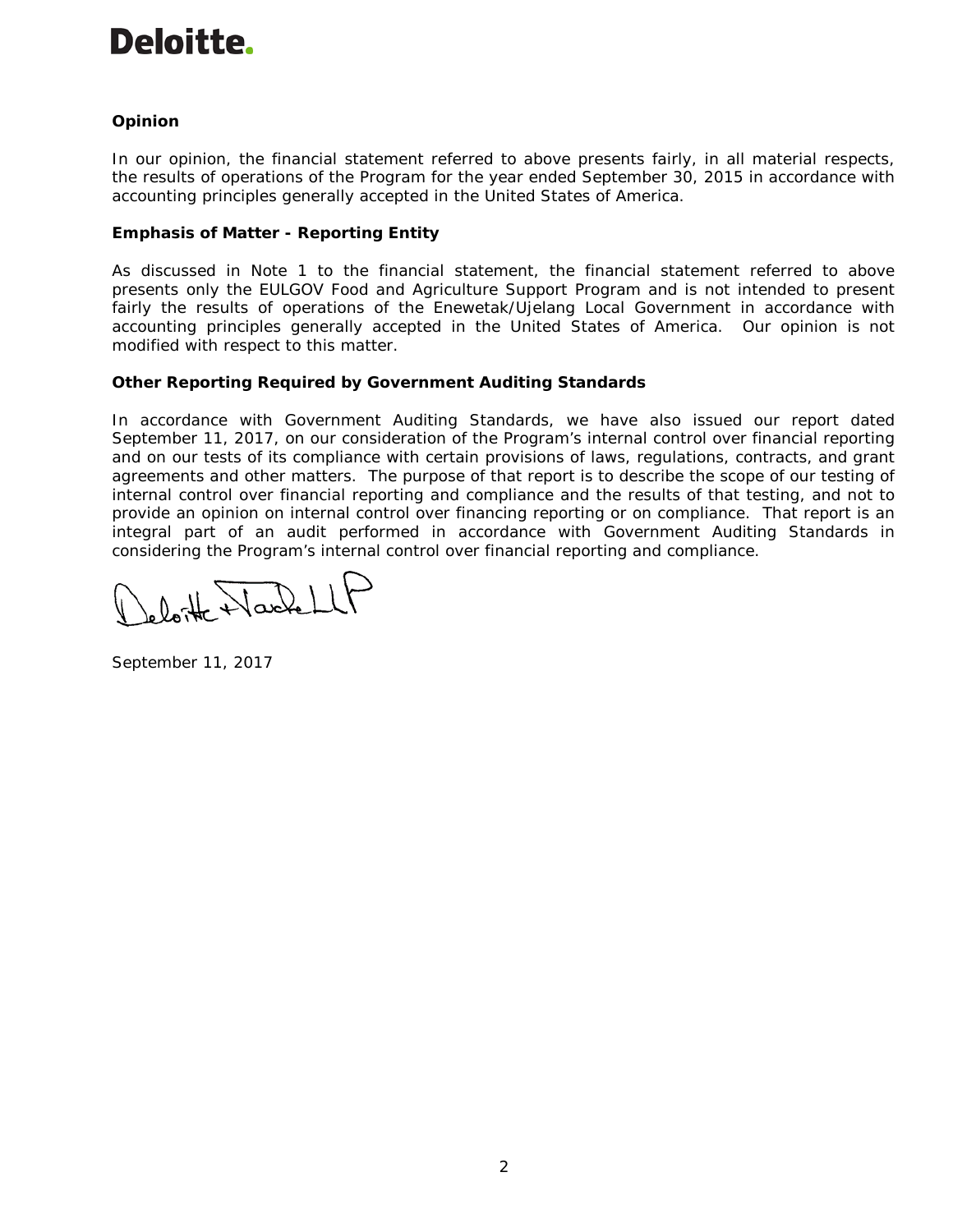**Opinion**

In our opinion, the financial statement referred to above presents fairly, in all material respects, the results of operations of the Program for the year ended September 30, 2015 in accordance with accounting principles generally accepted in the United States of America.

**Emphasis of Matter - Reporting Entity**

As discussed in Note 1 to the financial statement, the financial statement referred to above presents only the EULGOV Food and Agriculture Support Program and is not intended to present fairly the results of operations of the Enewetak/Ujelang Local Government in accordance with accounting principles generally accepted in the United States of America. Our opinion is not modified with respect to this matter.

**Other Reporting Required by Government Auditing Standards**

In accordance with Government Auditing Standards, we have also issued our report dated September 11, 2017, on our consideration of the Program's internal control over financial reporting and on our tests of its compliance with certain provisions of laws, regulations, contracts, and grant agreements and other matters. The purpose of that report is to describe the scope of our testing of internal control over financial reporting and compliance and the results of that testing, and not to provide an opinion on internal control over financing reporting or on compliance. That report is an integral part of an audit performed in accordance with Government Auditing Standards in considering the Program's internal control over financial reporting and compliance.

Deloitte & Touche LLP

September 11, 2017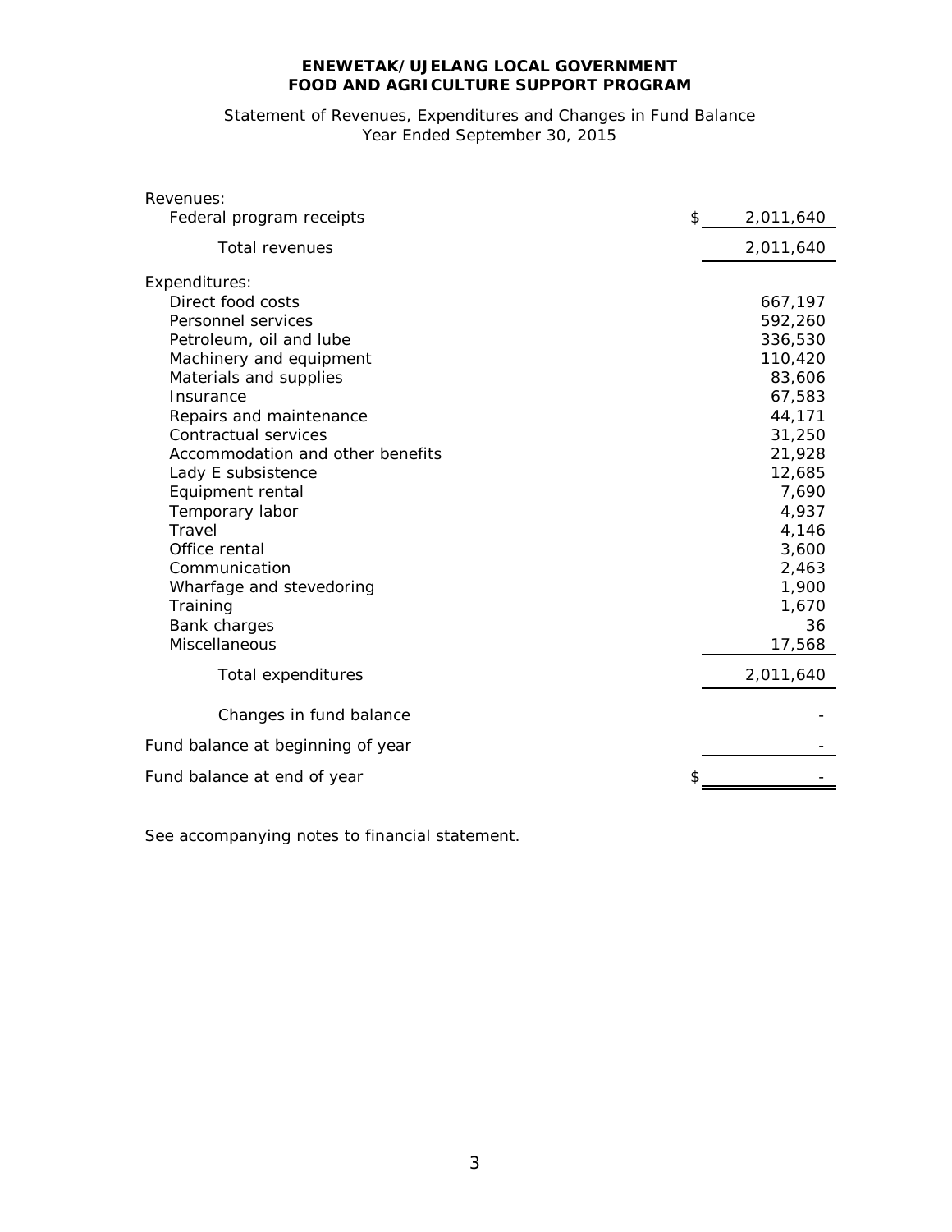**ENEWETAK/UJELANG LOCAL GOVERNMENT**
**FOOD AND AGRICULTURE SUPPORT PROGRAM**

Statement of Revenues, Expenditures and Changes in Fund Balance
Year Ended September 30, 2015

| | |
|---|---|
| Revenues: | |
| Federal program receipts | $ 2,011,640 |
| Total revenues | 2,011,640 |
| Expenditures: | |
| Direct food costs | 667,197 |
| Personnel services | 592,260 |
| Petroleum, oil and lube | 336,530 |
| Machinery and equipment | 110,420 |
| Materials and supplies | 83,606 |
| Insurance | 67,583 |
| Repairs and maintenance | 44,171 |
| Contractual services | 31,250 |
| Accommodation and other benefits | 21,928 |
| Lady E subsistence | 12,685 |
| Equipment rental | 7,690 |
| Temporary labor | 4,937 |
| Travel | 4,146 |
| Office rental | 3,600 |
| Communication | 2,463 |
| Wharfage and stevedoring | 1,900 |
| Training | 1,670 |
| Bank charges | 36 |
| Miscellaneous | 17,568 |
| Total expenditures | 2,011,640 |
| Changes in fund balance | - |
| Fund balance at beginning of year | - |
| Fund balance at end of year | $ - |

See accompanying notes to financial statement.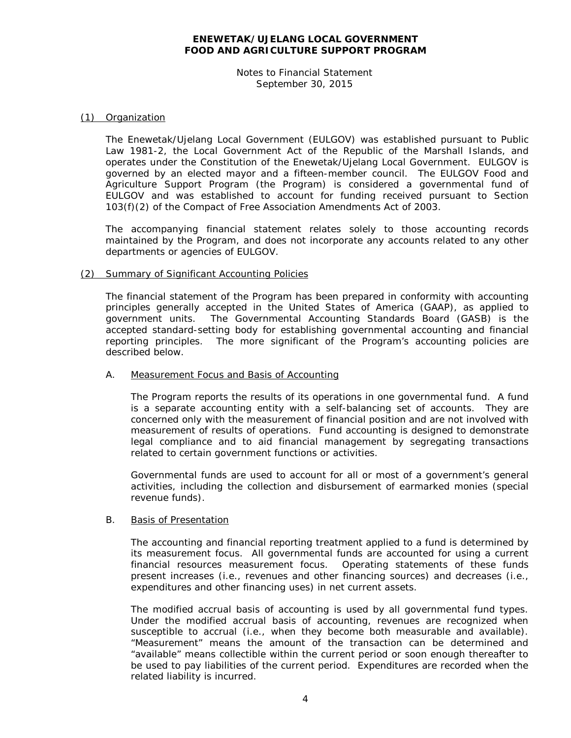**ENEWETAK/UJELANG LOCAL GOVERNMENT**
**FOOD AND AGRICULTURE SUPPORT PROGRAM**

Notes to Financial Statement
September 30, 2015

(1) Organization

The Enewetak/Ujelang Local Government (EULGOV) was established pursuant to Public Law 1981-2, the Local Government Act of the Republic of the Marshall Islands, and operates under the Constitution of the Enewetak/Ujelang Local Government. EULGOV is governed by an elected mayor and a fifteen-member council. The EULGOV Food and Agriculture Support Program (the Program) is considered a governmental fund of EULGOV and was established to account for funding received pursuant to Section 103(f)(2) of the Compact of Free Association Amendments Act of 2003.

The accompanying financial statement relates solely to those accounting records maintained by the Program, and does not incorporate any accounts related to any other departments or agencies of EULGOV.

(2) Summary of Significant Accounting Policies

The financial statement of the Program has been prepared in conformity with accounting principles generally accepted in the United States of America (GAAP), as applied to government units. The Governmental Accounting Standards Board (GASB) is the accepted standard-setting body for establishing governmental accounting and financial reporting principles. The more significant of the Program's accounting policies are described below.

A. Measurement Focus and Basis of Accounting

The Program reports the results of its operations in one governmental fund. A fund is a separate accounting entity with a self-balancing set of accounts. They are concerned only with the measurement of financial position and are not involved with measurement of results of operations. Fund accounting is designed to demonstrate legal compliance and to aid financial management by segregating transactions related to certain government functions or activities.

Governmental funds are used to account for all or most of a government's general activities, including the collection and disbursement of earmarked monies (special revenue funds).

B. Basis of Presentation

The accounting and financial reporting treatment applied to a fund is determined by its measurement focus. All governmental funds are accounted for using a current financial resources measurement focus. Operating statements of these funds present increases (i.e., revenues and other financing sources) and decreases (i.e., expenditures and other financing uses) in net current assets.

The modified accrual basis of accounting is used by all governmental fund types. Under the modified accrual basis of accounting, revenues are recognized when susceptible to accrual (i.e., when they become both measurable and available). "Measurement" means the amount of the transaction can be determined and "available" means collectible within the current period or soon enough thereafter to be used to pay liabilities of the current period. Expenditures are recorded when the related liability is incurred.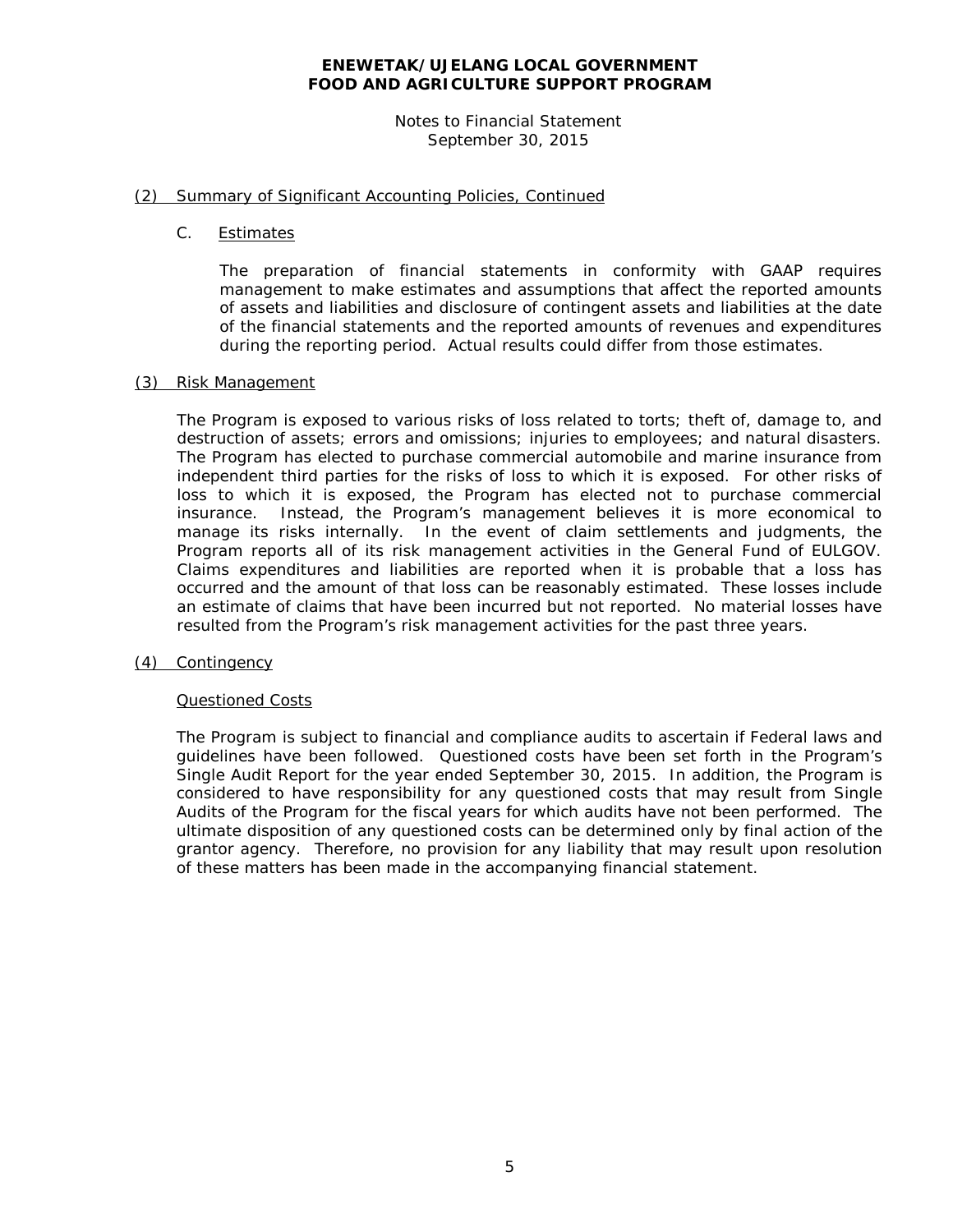**ENEWETAK/UJELANG LOCAL GOVERNMENT**
**FOOD AND AGRICULTURE SUPPORT PROGRAM**

Notes to Financial Statement
September 30, 2015

## (2) Summary of Significant Accounting Policies, Continued

### C. Estimates

The preparation of financial statements in conformity with GAAP requires management to make estimates and assumptions that affect the reported amounts of assets and liabilities and disclosure of contingent assets and liabilities at the date of the financial statements and the reported amounts of revenues and expenditures during the reporting period. Actual results could differ from those estimates.

## (3) Risk Management

The Program is exposed to various risks of loss related to torts; theft of, damage to, and destruction of assets; errors and omissions; injuries to employees; and natural disasters. The Program has elected to purchase commercial automobile and marine insurance from independent third parties for the risks of loss to which it is exposed. For other risks of loss to which it is exposed, the Program has elected not to purchase commercial insurance. Instead, the Program's management believes it is more economical to manage its risks internally. In the event of claim settlements and judgments, the Program reports all of its risk management activities in the General Fund of EULGOV. Claims expenditures and liabilities are reported when it is probable that a loss has occurred and the amount of that loss can be reasonably estimated. These losses include an estimate of claims that have been incurred but not reported. No material losses have resulted from the Program's risk management activities for the past three years.

## (4) Contingency

### Questioned Costs

The Program is subject to financial and compliance audits to ascertain if Federal laws and guidelines have been followed. Questioned costs have been set forth in the Program's Single Audit Report for the year ended September 30, 2015. In addition, the Program is considered to have responsibility for any questioned costs that may result from Single Audits of the Program for the fiscal years for which audits have not been performed. The ultimate disposition of any questioned costs can be determined only by final action of the grantor agency. Therefore, no provision for any liability that may result upon resolution of these matters has been made in the accompanying financial statement.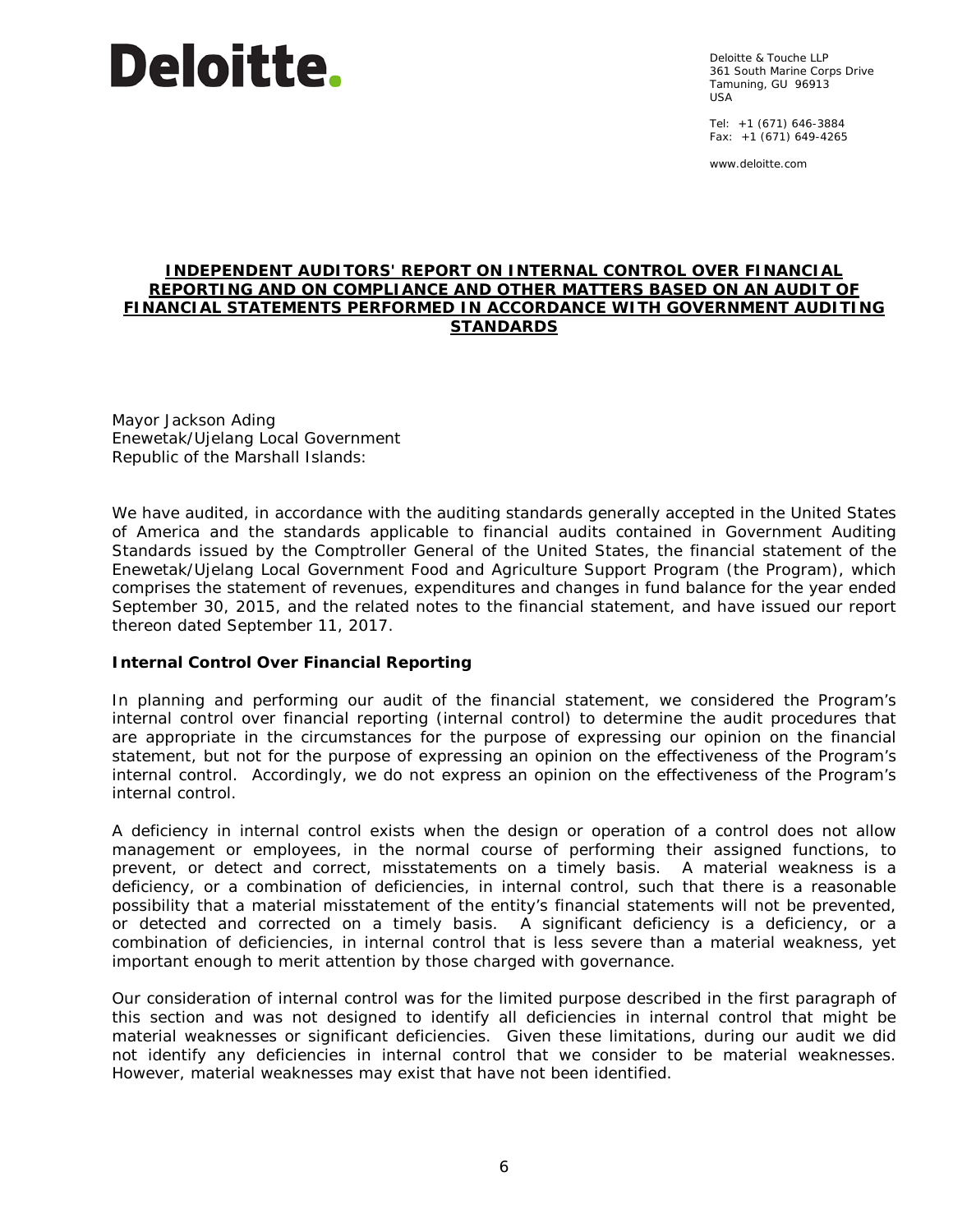Deloitte.

Deloitte & Touche LLP
361 South Marine Corps Drive
Tamuning, GU 96913
USA

Tel: +1 (671) 646-3884
Fax: +1 (671) 649-4265

www.deloitte.com

# INDEPENDENT AUDITORS' REPORT ON INTERNAL CONTROL OVER FINANCIAL REPORTING AND ON COMPLIANCE AND OTHER MATTERS BASED ON AN AUDIT OF FINANCIAL STATEMENTS PERFORMED IN ACCORDANCE WITH GOVERNMENT AUDITING STANDARDS

Mayor Jackson Ading
Enewetak/Ujelang Local Government
Republic of the Marshall Islands:

We have audited, in accordance with the auditing standards generally accepted in the United States of America and the standards applicable to financial audits contained in Government Auditing Standards issued by the Comptroller General of the United States, the financial statement of the Enewetak/Ujelang Local Government Food and Agriculture Support Program (the Program), which comprises the statement of revenues, expenditures and changes in fund balance for the year ended September 30, 2015, and the related notes to the financial statement, and have issued our report thereon dated September 11, 2017.

**Internal Control Over Financial Reporting**

In planning and performing our audit of the financial statement, we considered the Program's internal control over financial reporting (internal control) to determine the audit procedures that are appropriate in the circumstances for the purpose of expressing our opinion on the financial statement, but not for the purpose of expressing an opinion on the effectiveness of the Program's internal control. Accordingly, we do not express an opinion on the effectiveness of the Program's internal control.

A deficiency in internal control exists when the design or operation of a control does not allow management or employees, in the normal course of performing their assigned functions, to prevent, or detect and correct, misstatements on a timely basis. A material weakness is a deficiency, or a combination of deficiencies, in internal control, such that there is a reasonable possibility that a material misstatement of the entity's financial statements will not be prevented, or detected and corrected on a timely basis. A significant deficiency is a deficiency, or a combination of deficiencies, in internal control that is less severe than a material weakness, yet important enough to merit attention by those charged with governance.

Our consideration of internal control was for the limited purpose described in the first paragraph of this section and was not designed to identify all deficiencies in internal control that might be material weaknesses or significant deficiencies. Given these limitations, during our audit we did not identify any deficiencies in internal control that we consider to be material weaknesses. However, material weaknesses may exist that have not been identified.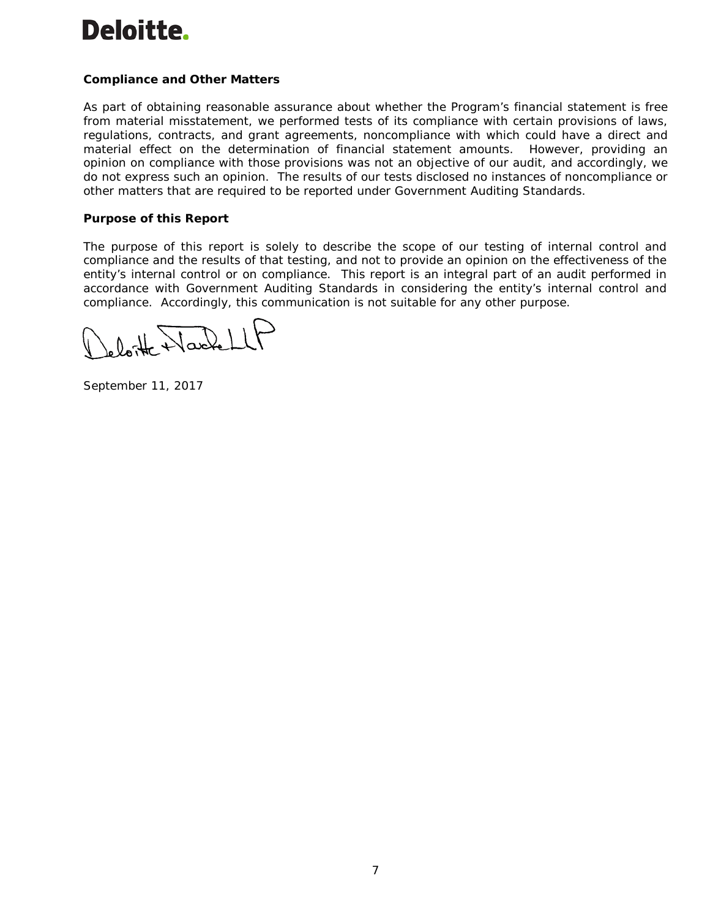Deloitte.

**Compliance and Other Matters**

As part of obtaining reasonable assurance about whether the Program's financial statement is free from material misstatement, we performed tests of its compliance with certain provisions of laws, regulations, contracts, and grant agreements, noncompliance with which could have a direct and material effect on the determination of financial statement amounts. However, providing an opinion on compliance with those provisions was not an objective of our audit, and accordingly, we do not express such an opinion. The results of our tests disclosed no instances of noncompliance or other matters that are required to be reported under Government Auditing Standards.

**Purpose of this Report**

The purpose of this report is solely to describe the scope of our testing of internal control and compliance and the results of that testing, and not to provide an opinion on the effectiveness of the entity's internal control or on compliance. This report is an integral part of an audit performed in accordance with Government Auditing Standards in considering the entity's internal control and compliance. Accordingly, this communication is not suitable for any other purpose.

Deloitte & Touche LLP

September 11, 2017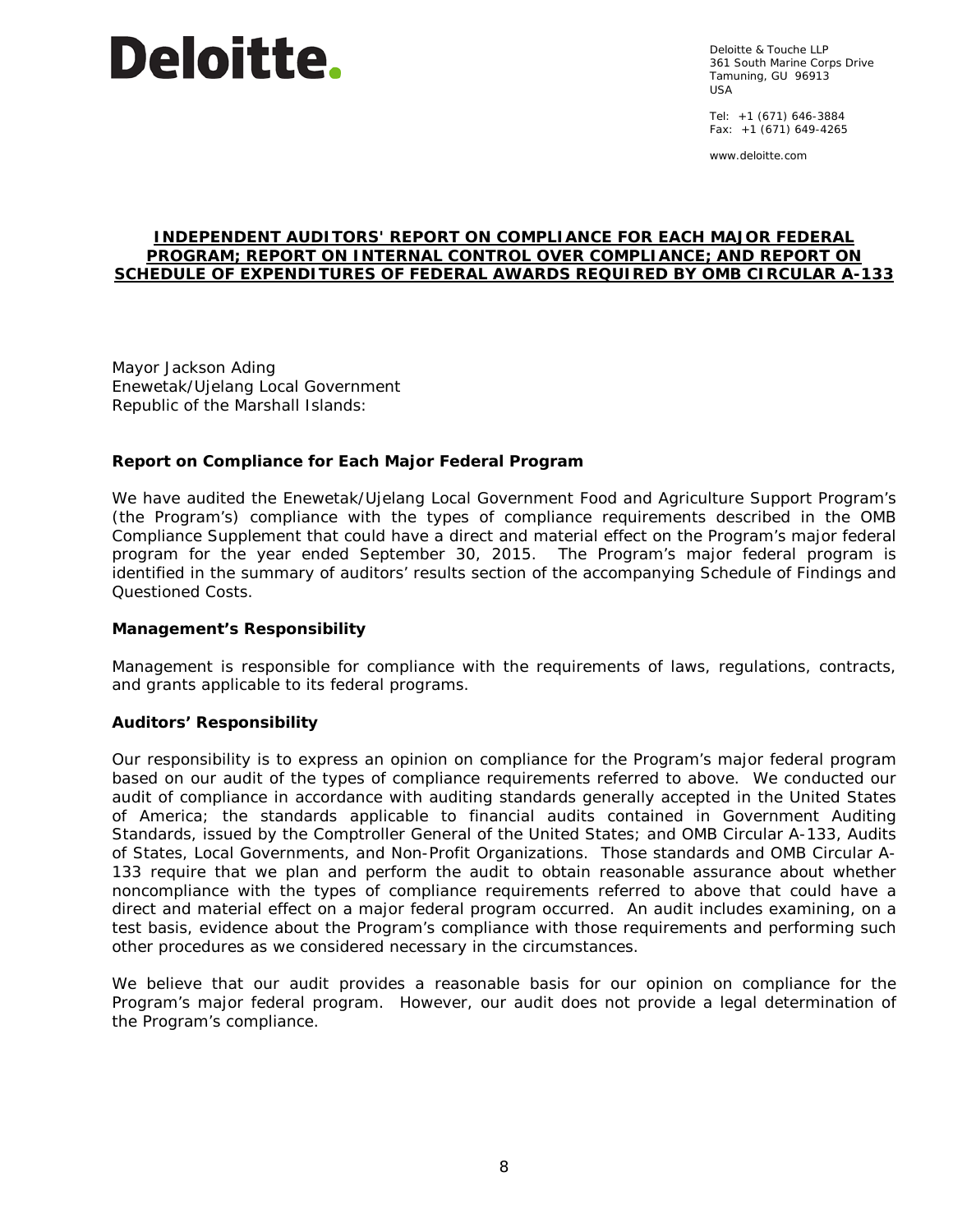Deloitte.

Deloitte & Touche LLP
361 South Marine Corps Drive
Tamuning, GU 96913
USA

Tel: +1 (671) 646-3884
Fax: +1 (671) 649-4265

www.deloitte.com

**INDEPENDENT AUDITORS' REPORT ON COMPLIANCE FOR EACH MAJOR FEDERAL PROGRAM; REPORT ON INTERNAL CONTROL OVER COMPLIANCE; AND REPORT ON SCHEDULE OF EXPENDITURES OF FEDERAL AWARDS REQUIRED BY OMB CIRCULAR A-133**

Mayor Jackson Ading
Enewetak/Ujelang Local Government
Republic of the Marshall Islands:

### Report on Compliance for Each Major Federal Program

We have audited the Enewetak/Ujelang Local Government Food and Agriculture Support Program's (the Program's) compliance with the types of compliance requirements described in the OMB Compliance Supplement that could have a direct and material effect on the Program's major federal program for the year ended September 30, 2015. The Program's major federal program is identified in the summary of auditors' results section of the accompanying Schedule of Findings and Questioned Costs.

### Management's Responsibility

Management is responsible for compliance with the requirements of laws, regulations, contracts, and grants applicable to its federal programs.

### Auditors' Responsibility

Our responsibility is to express an opinion on compliance for the Program's major federal program based on our audit of the types of compliance requirements referred to above. We conducted our audit of compliance in accordance with auditing standards generally accepted in the United States of America; the standards applicable to financial audits contained in Government Auditing Standards, issued by the Comptroller General of the United States; and OMB Circular A-133, Audits of States, Local Governments, and Non-Profit Organizations. Those standards and OMB Circular A-133 require that we plan and perform the audit to obtain reasonable assurance about whether noncompliance with the types of compliance requirements referred to above that could have a direct and material effect on a major federal program occurred. An audit includes examining, on a test basis, evidence about the Program's compliance with those requirements and performing such other procedures as we considered necessary in the circumstances.

We believe that our audit provides a reasonable basis for our opinion on compliance for the Program's major federal program. However, our audit does not provide a legal determination of the Program's compliance.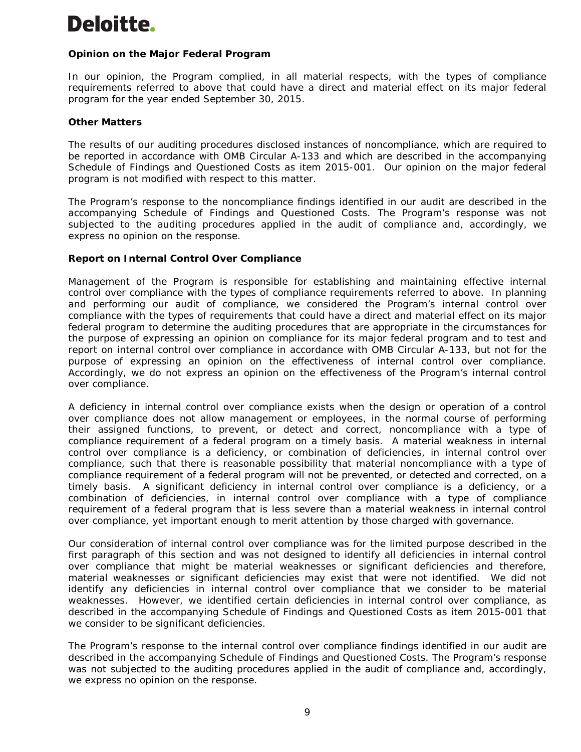Deloitte.

### Opinion on the Major Federal Program

In our opinion, the Program complied, in all material respects, with the types of compliance requirements referred to above that could have a direct and material effect on its major federal program for the year ended September 30, 2015.

### Other Matters

The results of our auditing procedures disclosed instances of noncompliance, which are required to be reported in accordance with OMB Circular A-133 and which are described in the accompanying Schedule of Findings and Questioned Costs as item 2015-001. Our opinion on the major federal program is not modified with respect to this matter.

The Program's response to the noncompliance findings identified in our audit are described in the accompanying Schedule of Findings and Questioned Costs. The Program's response was not subjected to the auditing procedures applied in the audit of compliance and, accordingly, we express no opinion on the response.

### Report on Internal Control Over Compliance

Management of the Program is responsible for establishing and maintaining effective internal control over compliance with the types of compliance requirements referred to above. In planning and performing our audit of compliance, we considered the Program's internal control over compliance with the types of requirements that could have a direct and material effect on its major federal program to determine the auditing procedures that are appropriate in the circumstances for the purpose of expressing an opinion on compliance for its major federal program and to test and report on internal control over compliance in accordance with OMB Circular A-133, but not for the purpose of expressing an opinion on the effectiveness of internal control over compliance. Accordingly, we do not express an opinion on the effectiveness of the Program's internal control over compliance.

A deficiency in internal control over compliance exists when the design or operation of a control over compliance does not allow management or employees, in the normal course of performing their assigned functions, to prevent, or detect and correct, noncompliance with a type of compliance requirement of a federal program on a timely basis. A material weakness in internal control over compliance is a deficiency, or combination of deficiencies, in internal control over compliance, such that there is reasonable possibility that material noncompliance with a type of compliance requirement of a federal program will not be prevented, or detected and corrected, on a timely basis. A significant deficiency in internal control over compliance is a deficiency, or a combination of deficiencies, in internal control over compliance with a type of compliance requirement of a federal program that is less severe than a material weakness in internal control over compliance, yet important enough to merit attention by those charged with governance.

Our consideration of internal control over compliance was for the limited purpose described in the first paragraph of this section and was not designed to identify all deficiencies in internal control over compliance that might be material weaknesses or significant deficiencies and therefore, material weaknesses or significant deficiencies may exist that were not identified. We did not identify any deficiencies in internal control over compliance that we consider to be material weaknesses. However, we identified certain deficiencies in internal control over compliance, as described in the accompanying Schedule of Findings and Questioned Costs as item 2015-001 that we consider to be significant deficiencies.

The Program's response to the internal control over compliance findings identified in our audit are described in the accompanying Schedule of Findings and Questioned Costs. The Program's response was not subjected to the auditing procedures applied in the audit of compliance and, accordingly, we express no opinion on the response.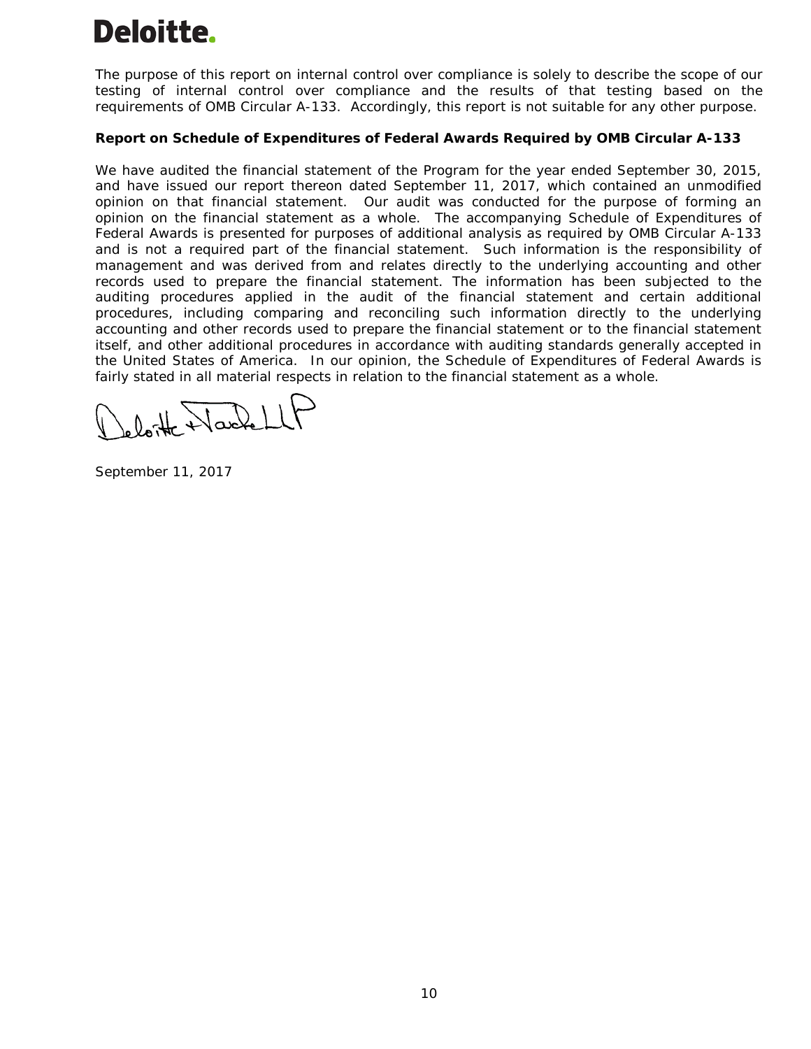The purpose of this report on internal control over compliance is solely to describe the scope of our testing of internal control over compliance and the results of that testing based on the requirements of OMB Circular A-133. Accordingly, this report is not suitable for any other purpose.

**Report on Schedule of Expenditures of Federal Awards Required by OMB Circular A-133**

We have audited the financial statement of the Program for the year ended September 30, 2015, and have issued our report thereon dated September 11, 2017, which contained an unmodified opinion on that financial statement. Our audit was conducted for the purpose of forming an opinion on the financial statement as a whole. The accompanying Schedule of Expenditures of Federal Awards is presented for purposes of additional analysis as required by OMB Circular A-133 and is not a required part of the financial statement. Such information is the responsibility of management and was derived from and relates directly to the underlying accounting and other records used to prepare the financial statement. The information has been subjected to the auditing procedures applied in the audit of the financial statement and certain additional procedures, including comparing and reconciling such information directly to the underlying accounting and other records used to prepare the financial statement or to the financial statement itself, and other additional procedures in accordance with auditing standards generally accepted in the United States of America. In our opinion, the Schedule of Expenditures of Federal Awards is fairly stated in all material respects in relation to the financial statement as a whole.

Deloitte & Touche LLP

September 11, 2017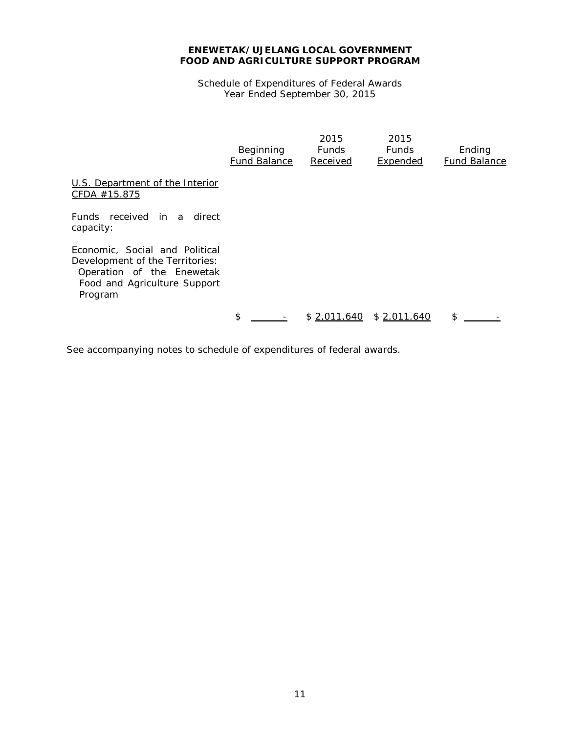**ENEWETAK/UJELANG LOCAL GOVERNMENT**
**FOOD AND AGRICULTURE SUPPORT PROGRAM**

Schedule of Expenditures of Federal Awards
Year Ended September 30, 2015

| | Beginning Fund Balance | 2015 Funds Received | 2015 Funds Expended | Ending Fund Balance |
|---|---|---|---|---|
| U.S. Department of the Interior<br>CFDA #15.875 | | | | |
| Funds received in a direct capacity: | | | | |
| Economic, Social and Political Development of the Territories:<br>Operation of the Enewetak Food and Agriculture Support Program | | | | |
| | $ - | $ 2,011,640 | $ 2,011,640 | $ - |

See accompanying notes to schedule of expenditures of federal awards.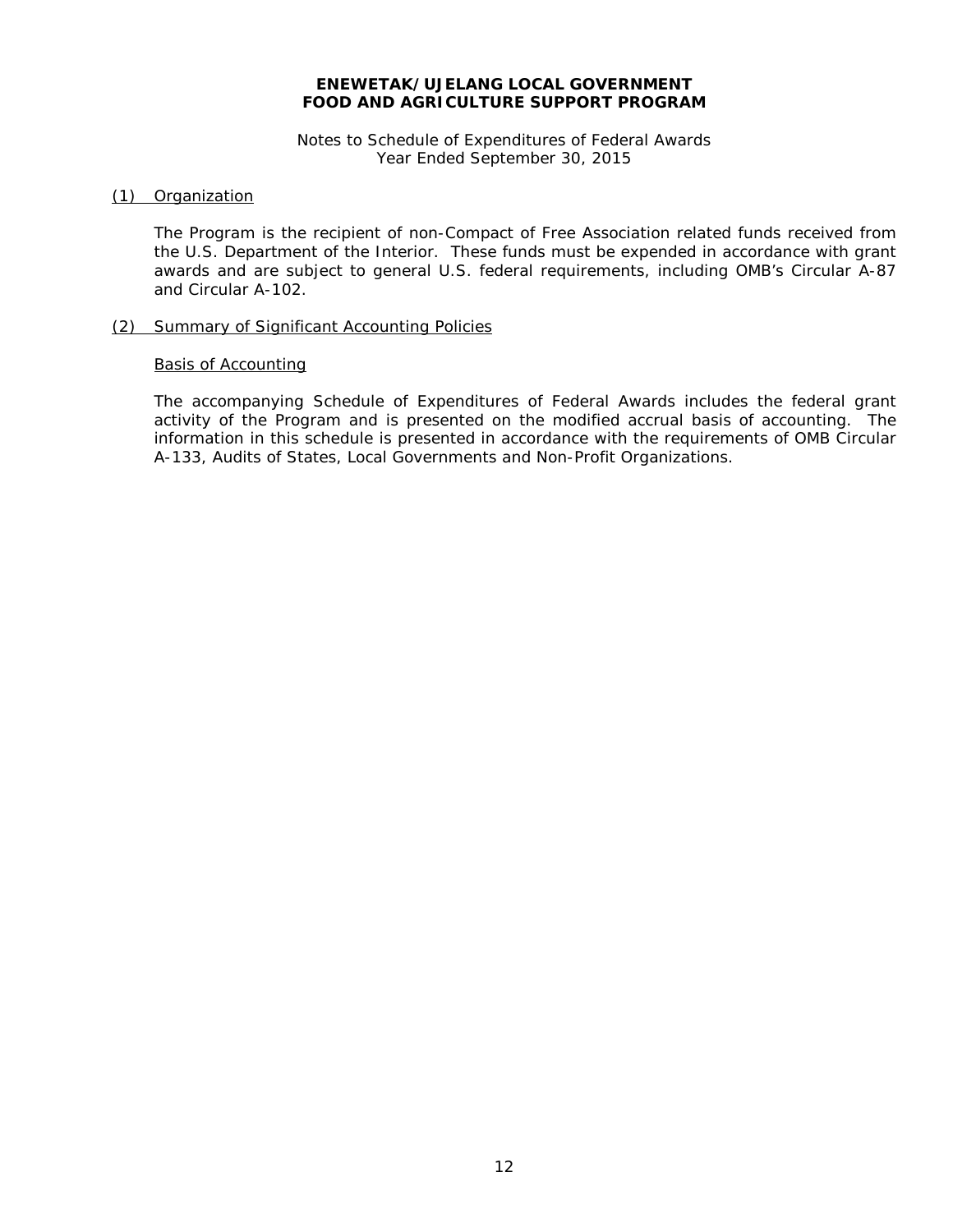**ENEWETAK/UJELANG LOCAL GOVERNMENT**
**FOOD AND AGRICULTURE SUPPORT PROGRAM**

Notes to Schedule of Expenditures of Federal Awards
Year Ended September 30, 2015

## (1) Organization

The Program is the recipient of non-Compact of Free Association related funds received from the U.S. Department of the Interior. These funds must be expended in accordance with grant awards and are subject to general U.S. federal requirements, including OMB's Circular A-87 and Circular A-102.

## (2) Summary of Significant Accounting Policies

### Basis of Accounting

The accompanying Schedule of Expenditures of Federal Awards includes the federal grant activity of the Program and is presented on the modified accrual basis of accounting. The information in this schedule is presented in accordance with the requirements of OMB Circular A-133, Audits of States, Local Governments and Non-Profit Organizations.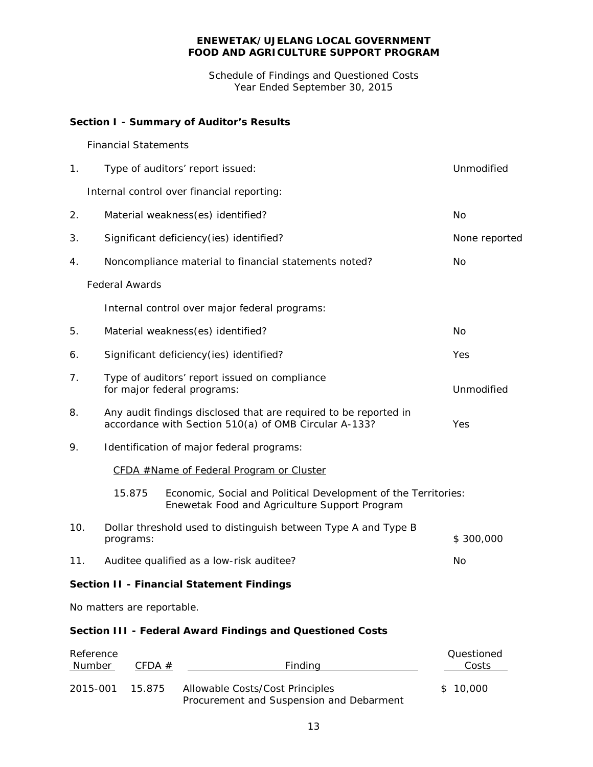**ENEWETAK/UJELANG LOCAL GOVERNMENT**
**FOOD AND AGRICULTURE SUPPORT PROGRAM**

Schedule of Findings and Questioned Costs
Year Ended September 30, 2015

## Section I - Summary of Auditor's Results

Financial Statements

| | | |
|---|---|---|
| 1. | Type of auditors' report issued: | Unmodified |
| | Internal control over financial reporting: | |
| 2. | Material weakness(es) identified? | No |
| 3. | Significant deficiency(ies) identified? | None reported |
| 4. | Noncompliance material to financial statements noted? | No |

Federal Awards

Internal control over major federal programs:

| | | |
|---|---|---|
| 5. | Material weakness(es) identified? | No |
| 6. | Significant deficiency(ies) identified? | Yes |
| 7. | Type of auditors' report issued on compliance for major federal programs: | Unmodified |
| 8. | Any audit findings disclosed that are required to be reported in accordance with Section 510(a) of OMB Circular A-133? | Yes |
| 9. | Identification of major federal programs: | |

| CFDA # | Name of Federal Program or Cluster |
|---|---|
| 15.875 | Economic, Social and Political Development of the Territories: Enewetak Food and Agriculture Support Program |

| | | |
|---|---|---|
| 10. | Dollar threshold used to distinguish between Type A and Type B programs: | $ 300,000 |
| 11. | Auditee qualified as a low-risk auditee? | No |

## Section II - Financial Statement Findings

No matters are reportable.

## Section III - Federal Award Findings and Questioned Costs

| Reference Number | CFDA # | Finding | Questioned Costs |
|---|---|---|---|
| 2015-001 | 15.875 | Allowable Costs/Cost Principles<br>Procurement and Suspension and Debarment | $ 10,000 |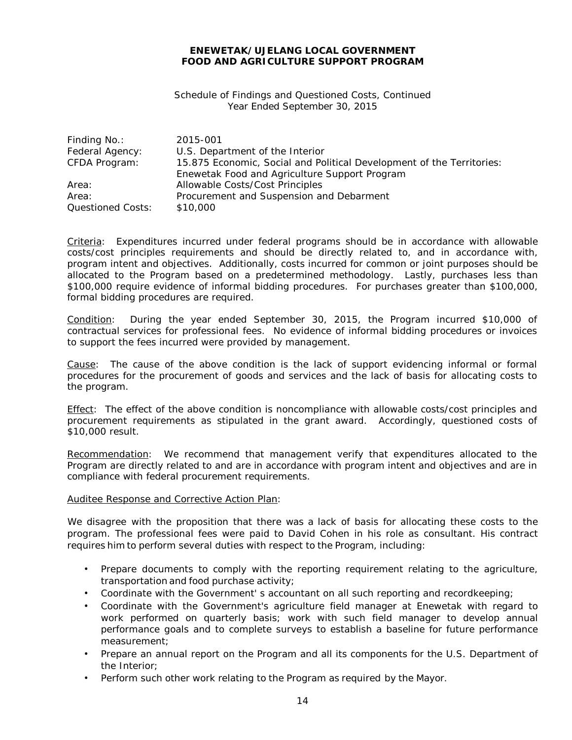**ENEWETAK/UJELANG LOCAL GOVERNMENT**
**FOOD AND AGRICULTURE SUPPORT PROGRAM**

Schedule of Findings and Questioned Costs, Continued
Year Ended September 30, 2015

| | |
|---|---|
| Finding No.: | 2015-001 |
| Federal Agency: | U.S. Department of the Interior |
| CFDA Program: | 15.875 Economic, Social and Political Development of the Territories: Enewetak Food and Agriculture Support Program |
| Area: | Allowable Costs/Cost Principles |
| Area: | Procurement and Suspension and Debarment |
| Questioned Costs: | $10,000 |

Criteria: Expenditures incurred under federal programs should be in accordance with allowable costs/cost principles requirements and should be directly related to, and in accordance with, program intent and objectives. Additionally, costs incurred for common or joint purposes should be allocated to the Program based on a predetermined methodology. Lastly, purchases less than $100,000 require evidence of informal bidding procedures. For purchases greater than $100,000, formal bidding procedures are required.

Condition: During the year ended September 30, 2015, the Program incurred $10,000 of contractual services for professional fees. No evidence of informal bidding procedures or invoices to support the fees incurred were provided by management.

Cause: The cause of the above condition is the lack of support evidencing informal or formal procedures for the procurement of goods and services and the lack of basis for allocating costs to the program.

Effect: The effect of the above condition is noncompliance with allowable costs/cost principles and procurement requirements as stipulated in the grant award. Accordingly, questioned costs of $10,000 result.

Recommendation: We recommend that management verify that expenditures allocated to the Program are directly related to and are in accordance with program intent and objectives and are in compliance with federal procurement requirements.

Auditee Response and Corrective Action Plan:

We disagree with the proposition that there was a lack of basis for allocating these costs to the program. The professional fees were paid to David Cohen in his role as consultant. His contract requires him to perform several duties with respect to the Program, including:

- Prepare documents to comply with the reporting requirement relating to the agriculture, transportation and food purchase activity;
- Coordinate with the Government' s accountant on all such reporting and recordkeeping;
- Coordinate with the Government's agriculture field manager at Enewetak with regard to work performed on quarterly basis; work with such field manager to develop annual performance goals and to complete surveys to establish a baseline for future performance measurement;
- Prepare an annual report on the Program and all its components for the U.S. Department of the Interior;
- Perform such other work relating to the Program as required by the Mayor.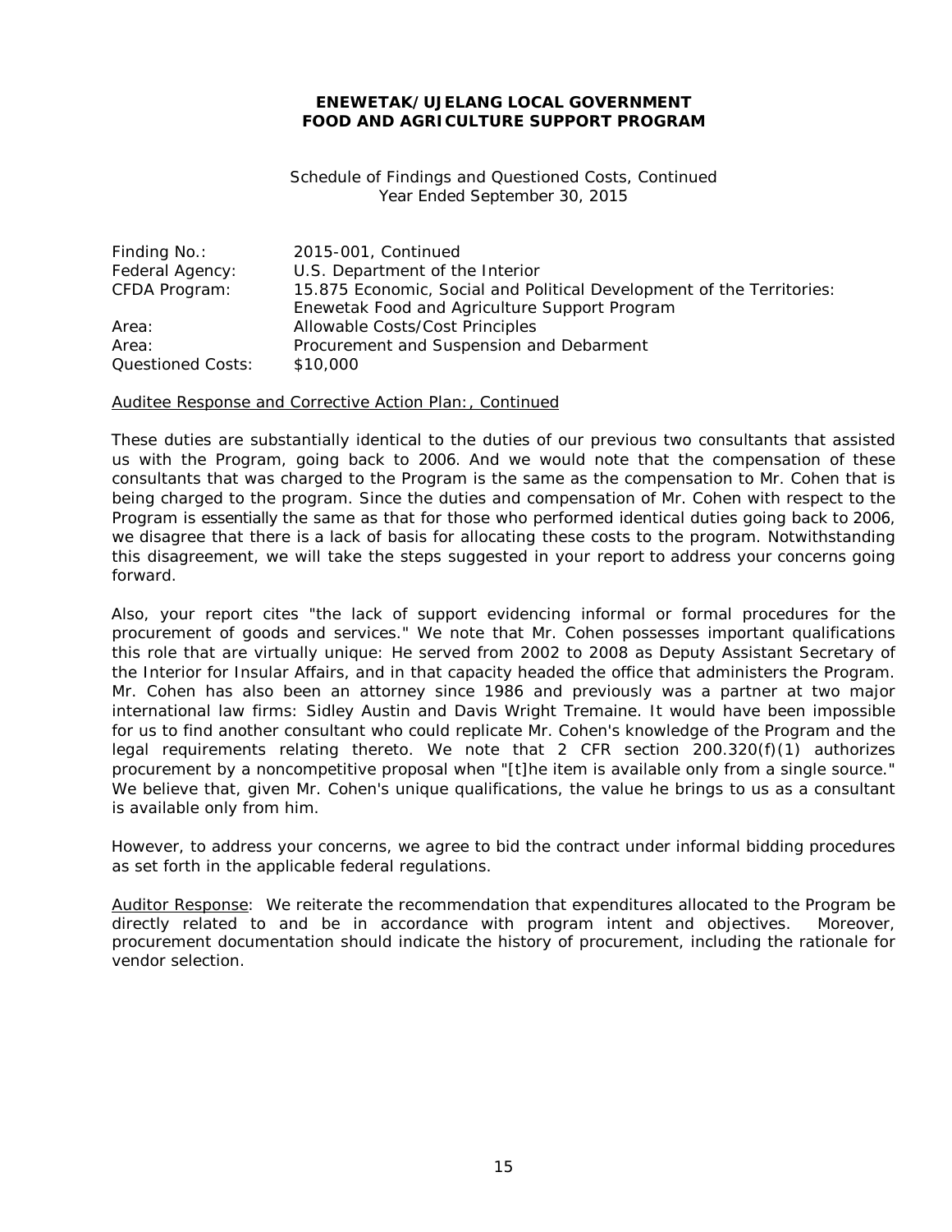**ENEWETAK/UJELANG LOCAL GOVERNMENT**
**FOOD AND AGRICULTURE SUPPORT PROGRAM**

Schedule of Findings and Questioned Costs, Continued
Year Ended September 30, 2015

| | |
|---|---|
| Finding No.: | 2015-001, Continued |
| Federal Agency: | U.S. Department of the Interior |
| CFDA Program: | 15.875 Economic, Social and Political Development of the Territories: Enewetak Food and Agriculture Support Program |
| Area: | Allowable Costs/Cost Principles |
| Area: | Procurement and Suspension and Debarment |
| Questioned Costs: | $10,000 |

<u>Auditee Response and Corrective Action Plan:, Continued</u>

These duties are substantially identical to the duties of our previous two consultants that assisted us with the Program, going back to 2006. And we would note that the compensation of these consultants that was charged to the Program is the same as the compensation to Mr. Cohen that is being charged to the program. Since the duties and compensation of Mr. Cohen with respect to the Program is essentially the same as that for those who performed identical duties going back to 2006, we disagree that there is a lack of basis for allocating these costs to the program. Notwithstanding this disagreement, we will take the steps suggested in your report to address your concerns going forward.

Also, your report cites "the lack of support evidencing informal or formal procedures for the procurement of goods and services." We note that Mr. Cohen possesses important qualifications this role that are virtually unique: He served from 2002 to 2008 as Deputy Assistant Secretary of the Interior for Insular Affairs, and in that capacity headed the office that administers the Program. Mr. Cohen has also been an attorney since 1986 and previously was a partner at two major international law firms: Sidley Austin and Davis Wright Tremaine. It would have been impossible for us to find another consultant who could replicate Mr. Cohen's knowledge of the Program and the legal requirements relating thereto. We note that 2 CFR section 200.320(f)(1) authorizes procurement by a noncompetitive proposal when "[t]he item is available only from a single source." We believe that, given Mr. Cohen's unique qualifications, the value he brings to us as a consultant is available only from him.

However, to address your concerns, we agree to bid the contract under informal bidding procedures as set forth in the applicable federal regulations.

<u>Auditor Response</u>: We reiterate the recommendation that expenditures allocated to the Program be directly related to and be in accordance with program intent and objectives. Moreover, procurement documentation should indicate the history of procurement, including the rationale for vendor selection.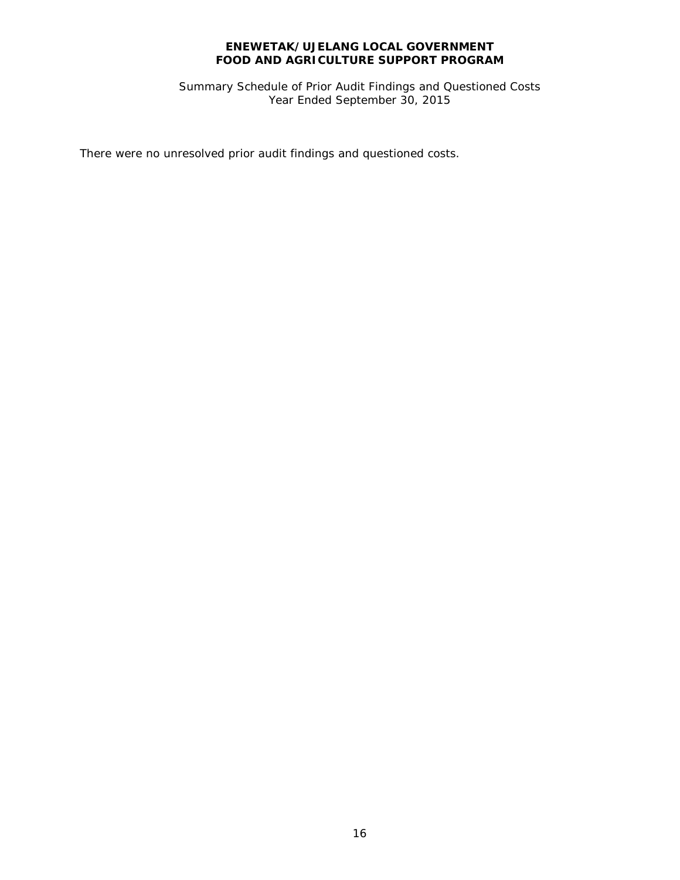**ENEWETAK/UJELANG LOCAL GOVERNMENT**
**FOOD AND AGRICULTURE SUPPORT PROGRAM**

Summary Schedule of Prior Audit Findings and Questioned Costs
Year Ended September 30, 2015

There were no unresolved prior audit findings and questioned costs.